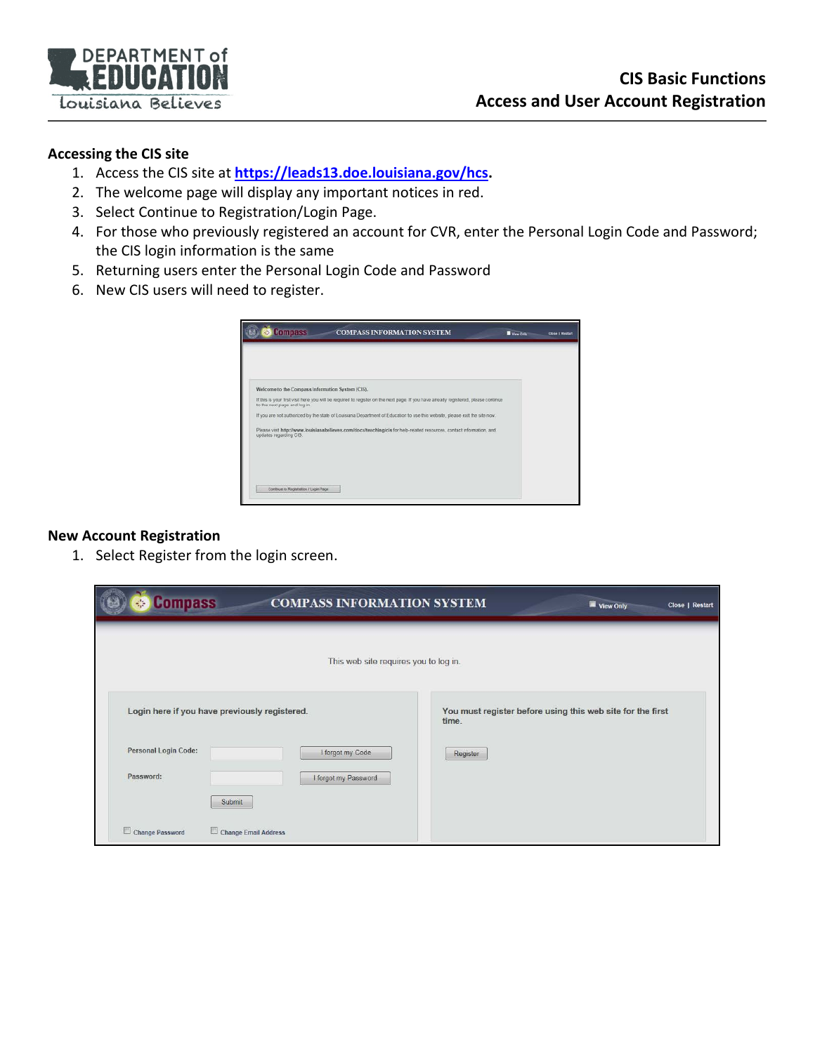# CIS Basic Functions
## Access and User Account Registration

### Accessing the CIS site

1. Access the CIS site at **https://leads13.doe.louisiana.gov/hcs**.
2. The welcome page will display any important notices in red.
3. Select Continue to Registration/Login Page.
4. For those who previously registered an account for CVR, enter the Personal Login Code and Password; the CIS login information is the same
5. Returning users enter the Personal Login Code and Password
6. New CIS users will need to register.

### New Account Registration

1. Select Register from the login screen.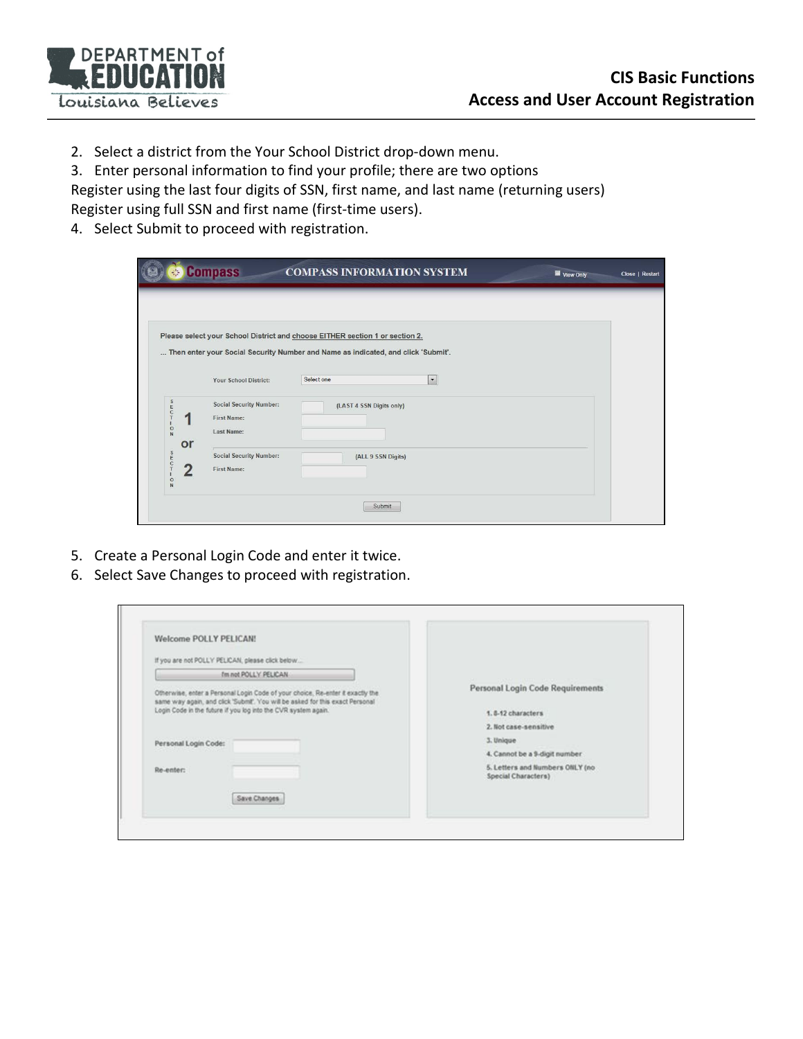2. Select a district from the Your School District drop-down menu.
3. Enter personal information to find your profile; there are two options

Register using the last four digits of SSN, first name, and last name (returning users)

Register using full SSN and first name (first-time users).

4. Select Submit to proceed with registration.

Compass COMPASS INFORMATION SYSTEM View Only Close | Restart

Please select your School District and choose EITHER section 1 or section 2.

... Then enter your Social Security Number and Name as indicated, and click 'Submit'.

Your School District: Select one

SECTION 1

Social Security Number: (LAST 4 SSN Digits only)

First Name:

Last Name:

or

SECTION 2

Social Security Number: (ALL 9 SSN Digits)

First Name:

Submit

5. Create a Personal Login Code and enter it twice.
6. Select Save Changes to proceed with registration.

Welcome POLLY PELICAN!

If you are not POLLY PELICAN, please click below...

I'm not POLLY PELICAN

Otherwise, enter a Personal Login Code of your choice, Re-enter it exactly the same way again, and click 'Submit'. You will be asked for this exact Personal Login Code in the future if you log into the CVR system again.

Personal Login Code:

Re-enter:

Save Changes

Personal Login Code Requirements

1. 8-12 characters
2. Not case-sensitive
3. Unique
4. Cannot be a 9-digit number
5. Letters and Numbers ONLY (no Special Characters)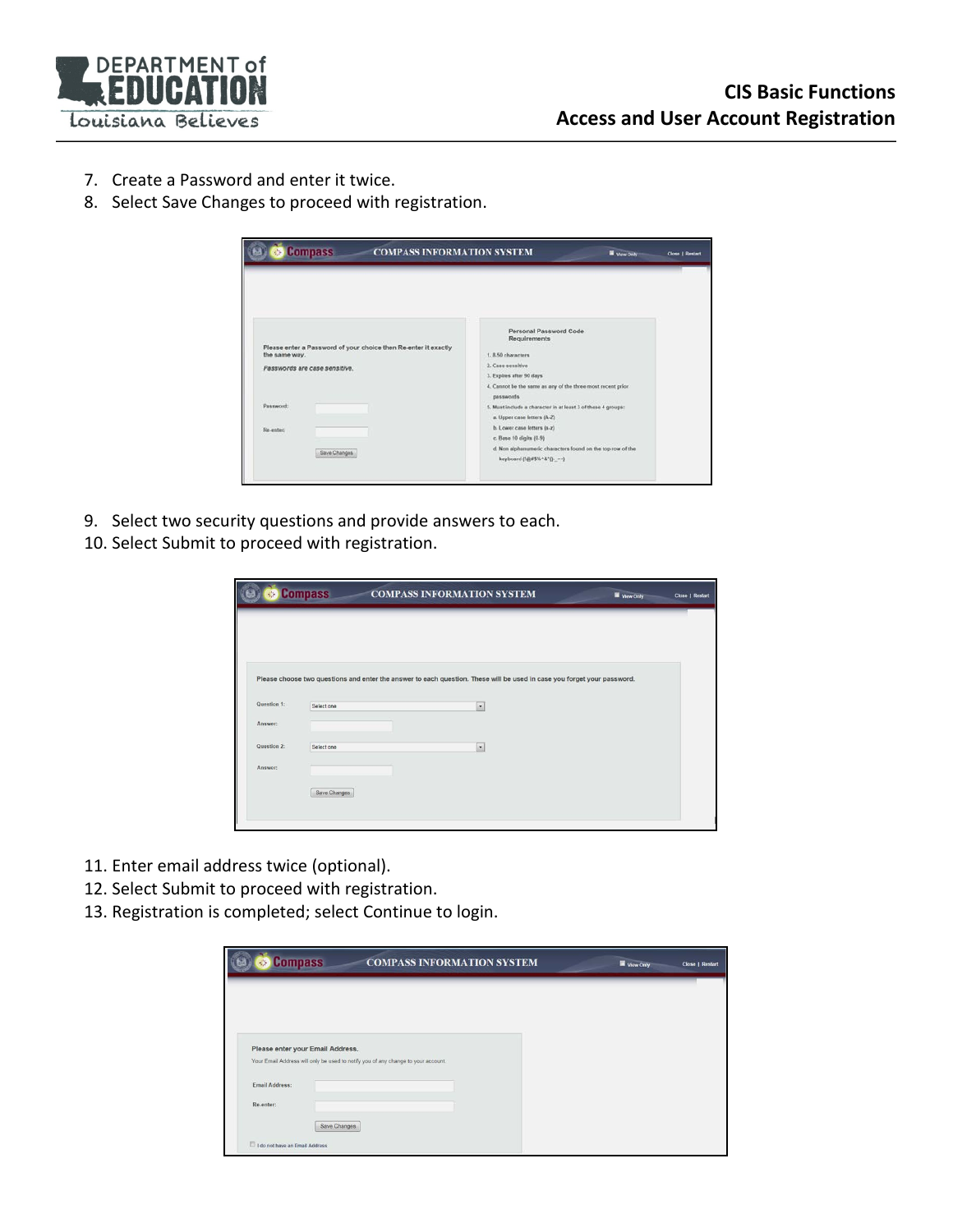7. Create a Password and enter it twice.
8. Select Save Changes to proceed with registration.

Compass COMPASS INFORMATION SYSTEM View Only Close | Restart

Please enter a Password of your choice then Re-enter it exactly the same way.

*Passwords are case sensitive.*

Password:

Re-enter:

Save Changes

Personal Password Code Requirements

1. 8-50 characters
2. Case sensitive
3. Expires after 90 days
4. Cannot be the same as any of the three most recent prior passwords
5. Must include a character in at least 3 of these 4 groups:
   a. Upper case letters (A-Z)
   b. Lower case letters (a-z)
   c. Base 10 digits (0-9)
   d. Non alphanumeric characters found on the top row of the keyboard (!@#$%^&*()_-~)

9. Select two security questions and provide answers to each.
10. Select Submit to proceed with registration.

Compass COMPASS INFORMATION SYSTEM View Only Close | Restart

Please choose two questions and enter the answer to each question. These will be used in case you forget your password.

Question 1: Select one

Answer:

Question 2: Select one

Answer:

Save Changes

11. Enter email address twice (optional).
12. Select Submit to proceed with registration.
13. Registration is completed; select Continue to login.

Compass COMPASS INFORMATION SYSTEM View Only Close | Restart

Please enter your Email Address.

Your Email Address will only be used to notify you of any change to your account.

Email Address:

Re-enter:

Save Changes

I do not have an Email Address